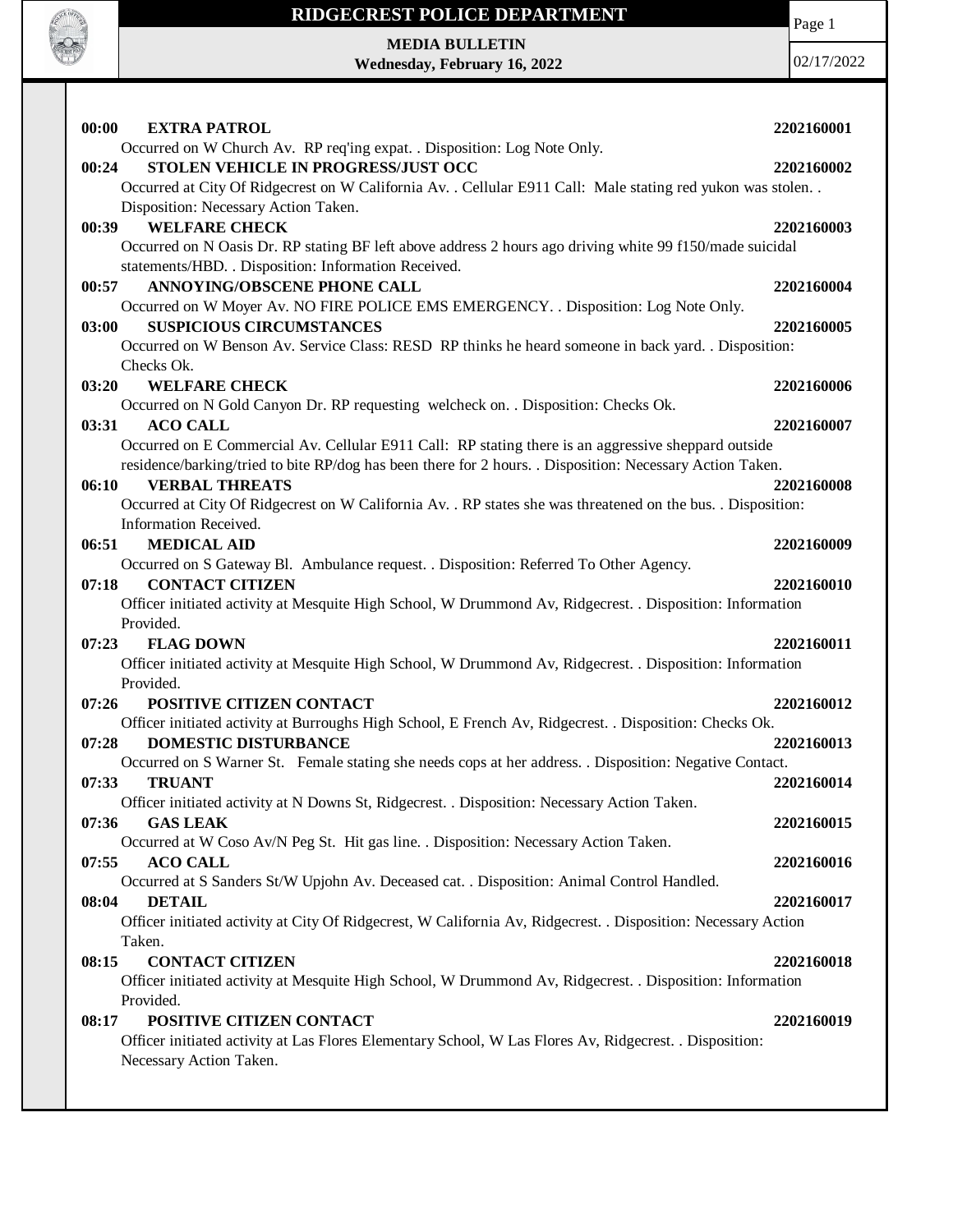# RIDGECREST POLICE DEPARTMENT

**MEDIA BULLETIN**
**Wednesday, February 16, 2022**

02/17/2022

**00:00 EXTRA PATROL** **2202160001**
Occurred on W Church Av. RP req'ing expat. . Disposition: Log Note Only.

**00:24 STOLEN VEHICLE IN PROGRESS/JUST OCC** **2202160002**
Occurred at City Of Ridgecrest on W California Av. . Cellular E911 Call: Male stating red yukon was stolen. . Disposition: Necessary Action Taken.

**00:39 WELFARE CHECK** **2202160003**
Occurred on N Oasis Dr. RP stating BF left above address 2 hours ago driving white 99 f150/made suicidal statements/HBD. . Disposition: Information Received.

**00:57 ANNOYING/OBSCENE PHONE CALL** **2202160004**
Occurred on W Moyer Av. NO FIRE POLICE EMS EMERGENCY. . Disposition: Log Note Only.

**03:00 SUSPICIOUS CIRCUMSTANCES** **2202160005**
Occurred on W Benson Av. Service Class: RESD RP thinks he heard someone in back yard. . Disposition: Checks Ok.

**03:20 WELFARE CHECK** **2202160006**
Occurred on N Gold Canyon Dr. RP requesting welcheck on. . Disposition: Checks Ok.

**03:31 ACO CALL** **2202160007**
Occurred on E Commercial Av. Cellular E911 Call: RP stating there is an aggressive sheppard outside residence/barking/tried to bite RP/dog has been there for 2 hours. . Disposition: Necessary Action Taken.

**06:10 VERBAL THREATS** **2202160008**
Occurred at City Of Ridgecrest on W California Av. . RP states she was threatened on the bus. . Disposition: Information Received.

**06:51 MEDICAL AID** **2202160009**
Occurred on S Gateway Bl. Ambulance request. . Disposition: Referred To Other Agency.

**07:18 CONTACT CITIZEN** **2202160010**
Officer initiated activity at Mesquite High School, W Drummond Av, Ridgecrest. . Disposition: Information Provided.

**07:23 FLAG DOWN** **2202160011**
Officer initiated activity at Mesquite High School, W Drummond Av, Ridgecrest. . Disposition: Information Provided.

**07:26 POSITIVE CITIZEN CONTACT** **2202160012**
Officer initiated activity at Burroughs High School, E French Av, Ridgecrest. . Disposition: Checks Ok.

**07:28 DOMESTIC DISTURBANCE** **2202160013**
Occurred on S Warner St. Female stating she needs cops at her address. . Disposition: Negative Contact.

**07:33 TRUANT** **2202160014**
Officer initiated activity at N Downs St, Ridgecrest. . Disposition: Necessary Action Taken.

**07:36 GAS LEAK** **2202160015**
Occurred at W Coso Av/N Peg St. Hit gas line. . Disposition: Necessary Action Taken.

**07:55 ACO CALL** **2202160016**
Occurred at S Sanders St/W Upjohn Av. Deceased cat. . Disposition: Animal Control Handled.

**08:04 DETAIL** **2202160017**
Officer initiated activity at City Of Ridgecrest, W California Av, Ridgecrest. . Disposition: Necessary Action Taken.

**08:15 CONTACT CITIZEN** **2202160018**
Officer initiated activity at Mesquite High School, W Drummond Av, Ridgecrest. . Disposition: Information Provided.

**08:17 POSITIVE CITIZEN CONTACT** **2202160019**
Officer initiated activity at Las Flores Elementary School, W Las Flores Av, Ridgecrest. . Disposition: Necessary Action Taken.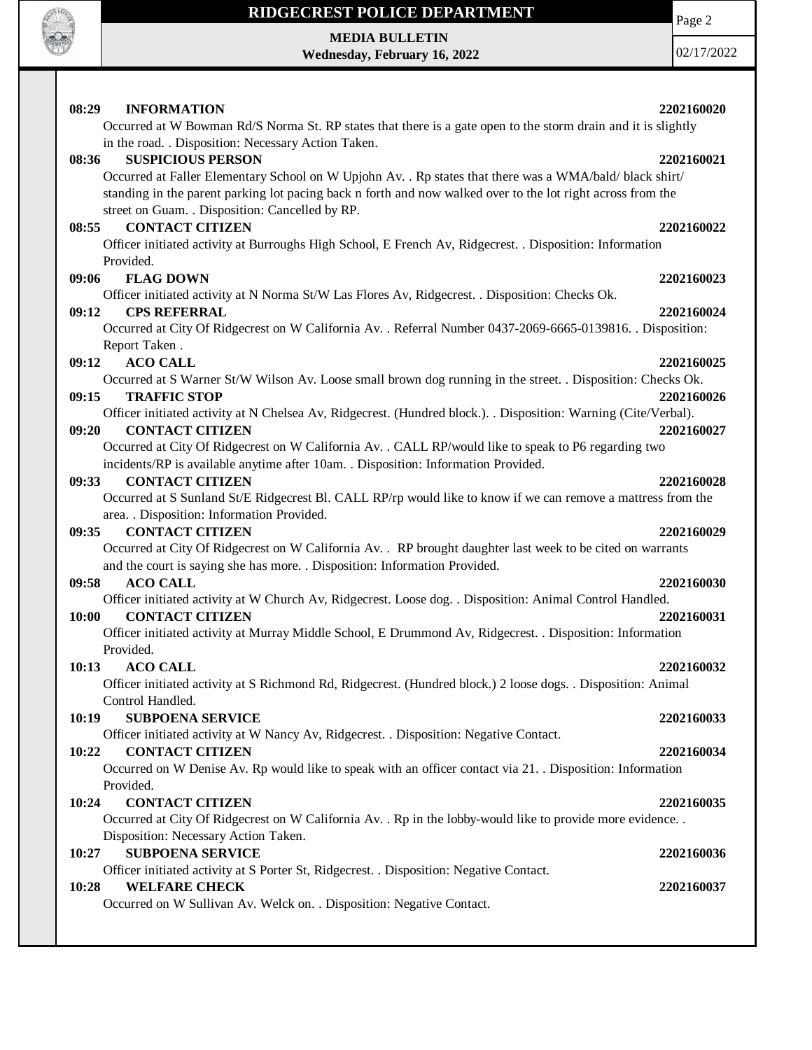**08:29 INFORMATION 2202160020**

Occurred at W Bowman Rd/S Norma St. RP states that there is a gate open to the storm drain and it is slightly in the road. . Disposition: Necessary Action Taken.

**08:36 SUSPICIOUS PERSON 2202160021**

Occurred at Faller Elementary School on W Upjohn Av. . Rp states that there was a WMA/bald/ black shirt/ standing in the parent parking lot pacing back n forth and now walked over to the lot right across from the street on Guam. . Disposition: Cancelled by RP.

**08:55 CONTACT CITIZEN 2202160022**

Officer initiated activity at Burroughs High School, E French Av, Ridgecrest. . Disposition: Information Provided.

**09:06 FLAG DOWN 2202160023**

Officer initiated activity at N Norma St/W Las Flores Av, Ridgecrest. . Disposition: Checks Ok.

**09:12 CPS REFERRAL 2202160024**

Occurred at City Of Ridgecrest on W California Av. . Referral Number 0437-2069-6665-0139816. . Disposition: Report Taken .

**09:12 ACO CALL 2202160025**

Occurred at S Warner St/W Wilson Av. Loose small brown dog running in the street. . Disposition: Checks Ok.

**09:15 TRAFFIC STOP 2202160026**

Officer initiated activity at N Chelsea Av, Ridgecrest. (Hundred block.). . Disposition: Warning (Cite/Verbal).

**09:20 CONTACT CITIZEN 2202160027**

Occurred at City Of Ridgecrest on W California Av. . CALL RP/would like to speak to P6 regarding two incidents/RP is available anytime after 10am. . Disposition: Information Provided.

**09:33 CONTACT CITIZEN 2202160028**

Occurred at S Sunland St/E Ridgecrest Bl. CALL RP/rp would like to know if we can remove a mattress from the area. . Disposition: Information Provided.

**09:35 CONTACT CITIZEN 2202160029**

Occurred at City Of Ridgecrest on W California Av. . RP brought daughter last week to be cited on warrants and the court is saying she has more. . Disposition: Information Provided.

**09:58 ACO CALL 2202160030**

Officer initiated activity at W Church Av, Ridgecrest. Loose dog. . Disposition: Animal Control Handled.

**10:00 CONTACT CITIZEN 2202160031**

Officer initiated activity at Murray Middle School, E Drummond Av, Ridgecrest. . Disposition: Information Provided.

**10:13 ACO CALL 2202160032**

Officer initiated activity at S Richmond Rd, Ridgecrest. (Hundred block.) 2 loose dogs. . Disposition: Animal Control Handled.

**10:19 SUBPOENA SERVICE 2202160033**

Officer initiated activity at W Nancy Av, Ridgecrest. . Disposition: Negative Contact.

**10:22 CONTACT CITIZEN 2202160034**

Occurred on W Denise Av. Rp would like to speak with an officer contact via 21. . Disposition: Information Provided.

**10:24 CONTACT CITIZEN 2202160035**

Occurred at City Of Ridgecrest on W California Av. . Rp in the lobby-would like to provide more evidence. . Disposition: Necessary Action Taken.

**10:27 SUBPOENA SERVICE 2202160036**

Officer initiated activity at S Porter St, Ridgecrest. . Disposition: Negative Contact.

**10:28 WELFARE CHECK 2202160037**

Occurred on W Sullivan Av. Welck on. . Disposition: Negative Contact.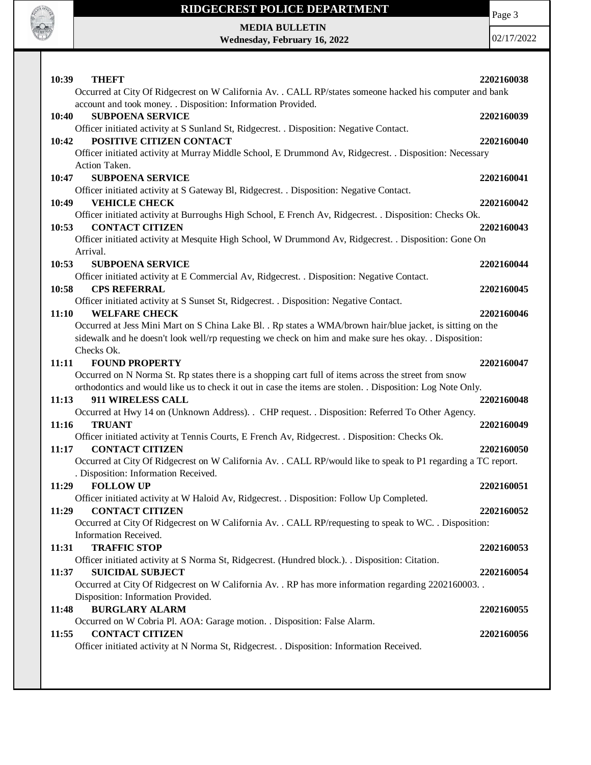**10:39 THEFT** **2202160038**
Occurred at City Of Ridgecrest on W California Av. . CALL RP/states someone hacked his computer and bank account and took money. . Disposition: Information Provided.

**10:40 SUBPOENA SERVICE** **2202160039**
Officer initiated activity at S Sunland St, Ridgecrest. . Disposition: Negative Contact.

**10:42 POSITIVE CITIZEN CONTACT** **2202160040**
Officer initiated activity at Murray Middle School, E Drummond Av, Ridgecrest. . Disposition: Necessary Action Taken.

**10:47 SUBPOENA SERVICE** **2202160041**
Officer initiated activity at S Gateway Bl, Ridgecrest. . Disposition: Negative Contact.

**10:49 VEHICLE CHECK** **2202160042**
Officer initiated activity at Burroughs High School, E French Av, Ridgecrest. . Disposition: Checks Ok.

**10:53 CONTACT CITIZEN** **2202160043**
Officer initiated activity at Mesquite High School, W Drummond Av, Ridgecrest. . Disposition: Gone On Arrival.

**10:53 SUBPOENA SERVICE** **2202160044**
Officer initiated activity at E Commercial Av, Ridgecrest. . Disposition: Negative Contact.

**10:58 CPS REFERRAL** **2202160045**
Officer initiated activity at S Sunset St, Ridgecrest. . Disposition: Negative Contact.

**11:10 WELFARE CHECK** **2202160046**
Occurred at Jess Mini Mart on S China Lake Bl. . Rp states a WMA/brown hair/blue jacket, is sitting on the sidewalk and he doesn't look well/rp requesting we check on him and make sure hes okay. . Disposition: Checks Ok.

**11:11 FOUND PROPERTY** **2202160047**
Occurred on N Norma St. Rp states there is a shopping cart full of items across the street from snow orthodontics and would like us to check it out in case the items are stolen. . Disposition: Log Note Only.

**11:13 911 WIRELESS CALL** **2202160048**
Occurred at Hwy 14 on (Unknown Address). . CHP request. . Disposition: Referred To Other Agency.

**11:16 TRUANT** **2202160049**
Officer initiated activity at Tennis Courts, E French Av, Ridgecrest. . Disposition: Checks Ok.

**11:17 CONTACT CITIZEN** **2202160050**
Occurred at City Of Ridgecrest on W California Av. . CALL RP/would like to speak to P1 regarding a TC report. . Disposition: Information Received.

**11:29 FOLLOW UP** **2202160051**
Officer initiated activity at W Haloid Av, Ridgecrest. . Disposition: Follow Up Completed.

**11:29 CONTACT CITIZEN** **2202160052**
Occurred at City Of Ridgecrest on W California Av. . CALL RP/requesting to speak to WC. . Disposition: Information Received.

**11:31 TRAFFIC STOP** **2202160053**
Officer initiated activity at S Norma St, Ridgecrest. (Hundred block.). . Disposition: Citation.

**11:37 SUICIDAL SUBJECT** **2202160054**
Occurred at City Of Ridgecrest on W California Av. . RP has more information regarding 2202160003. . Disposition: Information Provided.

**11:48 BURGLARY ALARM** **2202160055**
Occurred on W Cobria Pl. AOA: Garage motion. . Disposition: False Alarm.

**11:55 CONTACT CITIZEN** **2202160056**
Officer initiated activity at N Norma St, Ridgecrest. . Disposition: Information Received.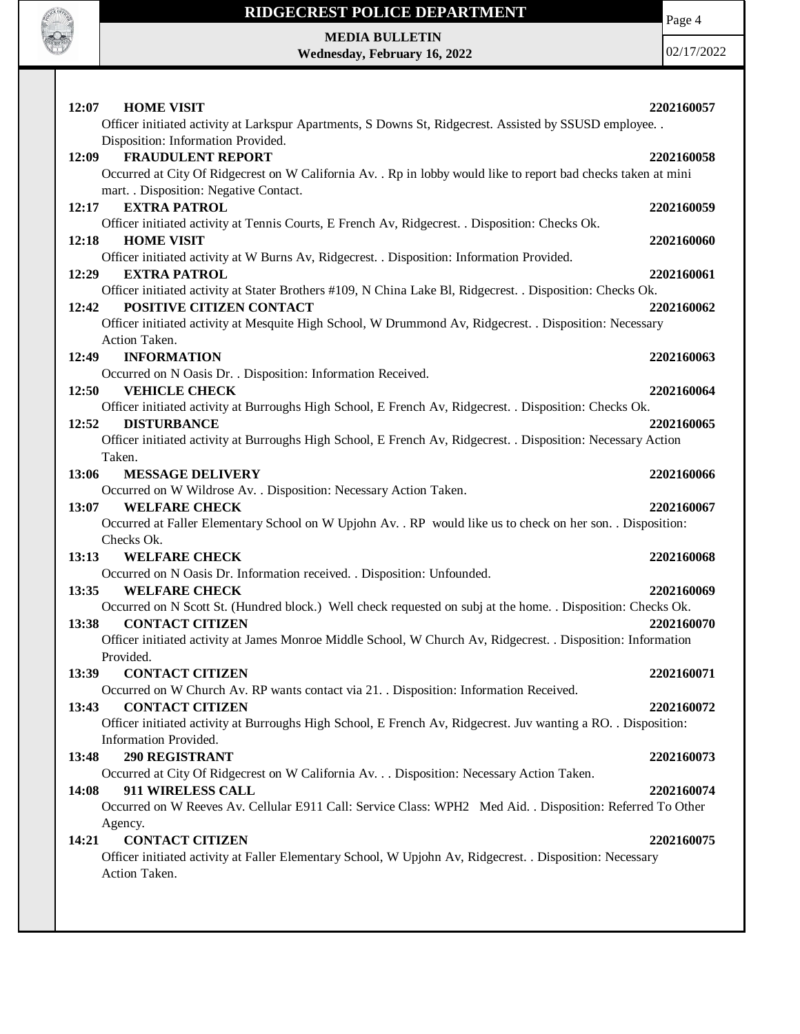**12:07 HOME VISIT** **2202160057**
Officer initiated activity at Larkspur Apartments, S Downs St, Ridgecrest. Assisted by SSUSD employee. . Disposition: Information Provided.

**12:09 FRAUDULENT REPORT** **2202160058**
Occurred at City Of Ridgecrest on W California Av. . Rp in lobby would like to report bad checks taken at mini mart. . Disposition: Negative Contact.

**12:17 EXTRA PATROL** **2202160059**
Officer initiated activity at Tennis Courts, E French Av, Ridgecrest. . Disposition: Checks Ok.

**12:18 HOME VISIT** **2202160060**
Officer initiated activity at W Burns Av, Ridgecrest. . Disposition: Information Provided.

**12:29 EXTRA PATROL** **2202160061**
Officer initiated activity at Stater Brothers #109, N China Lake Bl, Ridgecrest. . Disposition: Checks Ok.

**12:42 POSITIVE CITIZEN CONTACT** **2202160062**
Officer initiated activity at Mesquite High School, W Drummond Av, Ridgecrest. . Disposition: Necessary Action Taken.

**12:49 INFORMATION** **2202160063**
Occurred on N Oasis Dr. . Disposition: Information Received.

**12:50 VEHICLE CHECK** **2202160064**
Officer initiated activity at Burroughs High School, E French Av, Ridgecrest. . Disposition: Checks Ok.

**12:52 DISTURBANCE** **2202160065**
Officer initiated activity at Burroughs High School, E French Av, Ridgecrest. . Disposition: Necessary Action Taken.

**13:06 MESSAGE DELIVERY** **2202160066**
Occurred on W Wildrose Av. . Disposition: Necessary Action Taken.

**13:07 WELFARE CHECK** **2202160067**
Occurred at Faller Elementary School on W Upjohn Av. . RP would like us to check on her son. . Disposition: Checks Ok.

**13:13 WELFARE CHECK** **2202160068**
Occurred on N Oasis Dr. Information received. . Disposition: Unfounded.

**13:35 WELFARE CHECK** **2202160069**
Occurred on N Scott St. (Hundred block.) Well check requested on subj at the home. . Disposition: Checks Ok.

**13:38 CONTACT CITIZEN** **2202160070**
Officer initiated activity at James Monroe Middle School, W Church Av, Ridgecrest. . Disposition: Information Provided.

**13:39 CONTACT CITIZEN** **2202160071**
Occurred on W Church Av. RP wants contact via 21. . Disposition: Information Received.

**13:43 CONTACT CITIZEN** **2202160072**
Officer initiated activity at Burroughs High School, E French Av, Ridgecrest. Juv wanting a RO. . Disposition: Information Provided.

**13:48 290 REGISTRANT** **2202160073**
Occurred at City Of Ridgecrest on W California Av. . . Disposition: Necessary Action Taken.

**14:08 911 WIRELESS CALL** **2202160074**
Occurred on W Reeves Av. Cellular E911 Call: Service Class: WPH2 Med Aid. . Disposition: Referred To Other Agency.

**14:21 CONTACT CITIZEN** **2202160075**
Officer initiated activity at Faller Elementary School, W Upjohn Av, Ridgecrest. . Disposition: Necessary Action Taken.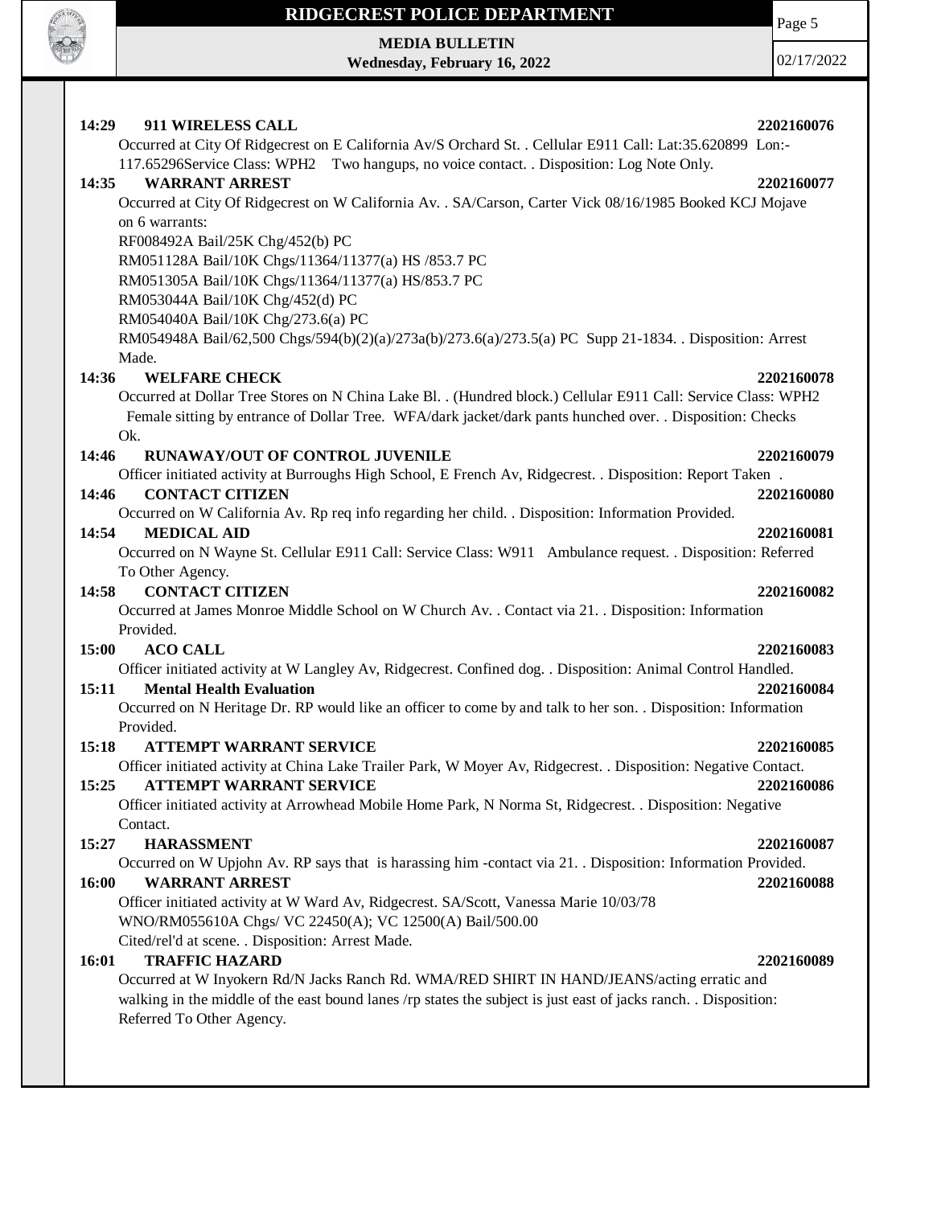**14:29 911 WIRELESS CALL 2202160076**

Occurred at City Of Ridgecrest on E California Av/S Orchard St. . Cellular E911 Call: Lat:35.620899 Lon:-117.65296Service Class: WPH2 Two hangups, no voice contact. . Disposition: Log Note Only.

**14:35 WARRANT ARREST 2202160077**

Occurred at City Of Ridgecrest on W California Av. . SA/Carson, Carter Vick 08/16/1985 Booked KCJ Mojave on 6 warrants:
RF008492A Bail/25K Chg/452(b) PC
RM051128A Bail/10K Chgs/11364/11377(a) HS /853.7 PC
RM051305A Bail/10K Chgs/11364/11377(a) HS/853.7 PC
RM053044A Bail/10K Chg/452(d) PC
RM054040A Bail/10K Chg/273.6(a) PC
RM054948A Bail/62,500 Chgs/594(b)(2)(a)/273a(b)/273.6(a)/273.5(a) PC Supp 21-1834. . Disposition: Arrest Made.

**14:36 WELFARE CHECK 2202160078**

Occurred at Dollar Tree Stores on N China Lake Bl. . (Hundred block.) Cellular E911 Call: Service Class: WPH2 Female sitting by entrance of Dollar Tree. WFA/dark jacket/dark pants hunched over. . Disposition: Checks Ok.

**14:46 RUNAWAY/OUT OF CONTROL JUVENILE 2202160079**

Officer initiated activity at Burroughs High School, E French Av, Ridgecrest. . Disposition: Report Taken .

**14:46 CONTACT CITIZEN 2202160080**

Occurred on W California Av. Rp req info regarding her child. . Disposition: Information Provided.

**14:54 MEDICAL AID 2202160081**

Occurred on N Wayne St. Cellular E911 Call: Service Class: W911 Ambulance request. . Disposition: Referred To Other Agency.

**14:58 CONTACT CITIZEN 2202160082**

Occurred at James Monroe Middle School on W Church Av. . Contact via 21. . Disposition: Information Provided.

**15:00 ACO CALL 2202160083**

Officer initiated activity at W Langley Av, Ridgecrest. Confined dog. . Disposition: Animal Control Handled.

**15:11 Mental Health Evaluation 2202160084**

Occurred on N Heritage Dr. RP would like an officer to come by and talk to her son. . Disposition: Information Provided.

**15:18 ATTEMPT WARRANT SERVICE 2202160085**

Officer initiated activity at China Lake Trailer Park, W Moyer Av, Ridgecrest. . Disposition: Negative Contact.

**15:25 ATTEMPT WARRANT SERVICE 2202160086**

Officer initiated activity at Arrowhead Mobile Home Park, N Norma St, Ridgecrest. . Disposition: Negative Contact.

**15:27 HARASSMENT 2202160087**

Occurred on W Upjohn Av. RP says that is harassing him -contact via 21. . Disposition: Information Provided.

**16:00 WARRANT ARREST 2202160088**

Officer initiated activity at W Ward Av, Ridgecrest. SA/Scott, Vanessa Marie 10/03/78
WNO/RM055610A Chgs/ VC 22450(A); VC 12500(A) Bail/500.00
Cited/rel'd at scene. . Disposition: Arrest Made.

**16:01 TRAFFIC HAZARD 2202160089**

Occurred at W Inyokern Rd/N Jacks Ranch Rd. WMA/RED SHIRT IN HAND/JEANS/acting erratic and walking in the middle of the east bound lanes /rp states the subject is just east of jacks ranch. . Disposition: Referred To Other Agency.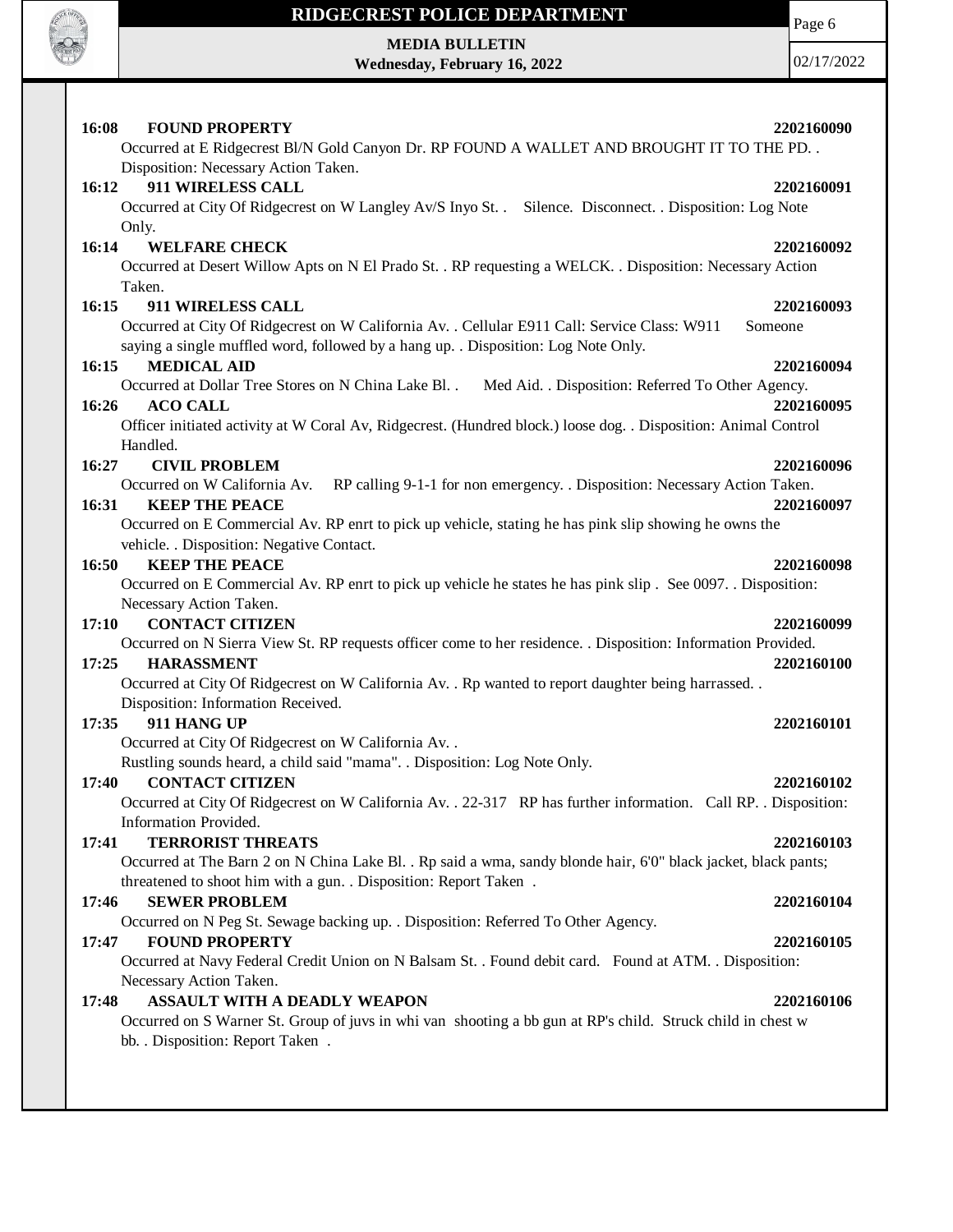**16:08 FOUND PROPERTY 2202160090**

Occurred at E Ridgecrest Bl/N Gold Canyon Dr. RP FOUND A WALLET AND BROUGHT IT TO THE PD. . Disposition: Necessary Action Taken.

**16:12 911 WIRELESS CALL 2202160091**

Occurred at City Of Ridgecrest on W Langley Av/S Inyo St. . Silence. Disconnect. . Disposition: Log Note Only.

**16:14 WELFARE CHECK 2202160092**

Occurred at Desert Willow Apts on N El Prado St. . RP requesting a WELCK. . Disposition: Necessary Action Taken.

**16:15 911 WIRELESS CALL 2202160093**

Occurred at City Of Ridgecrest on W California Av. . Cellular E911 Call: Service Class: W911 Someone saying a single muffled word, followed by a hang up. . Disposition: Log Note Only.

**16:15 MEDICAL AID 2202160094**

Occurred at Dollar Tree Stores on N China Lake Bl. . Med Aid. . Disposition: Referred To Other Agency.

**16:26 ACO CALL 2202160095**

Officer initiated activity at W Coral Av, Ridgecrest. (Hundred block.) loose dog. . Disposition: Animal Control Handled.

**16:27 CIVIL PROBLEM 2202160096**

Occurred on W California Av. RP calling 9-1-1 for non emergency. . Disposition: Necessary Action Taken.

**16:31 KEEP THE PEACE 2202160097**

Occurred on E Commercial Av. RP enrt to pick up vehicle, stating he has pink slip showing he owns the vehicle. . Disposition: Negative Contact.

**16:50 KEEP THE PEACE 2202160098**

Occurred on E Commercial Av. RP enrt to pick up vehicle he states he has pink slip . See 0097. . Disposition: Necessary Action Taken.

**17:10 CONTACT CITIZEN 2202160099**

Occurred on N Sierra View St. RP requests officer come to her residence. . Disposition: Information Provided.

**17:25 HARASSMENT 2202160100**

Occurred at City Of Ridgecrest on W California Av. . Rp wanted to report daughter being harrassed. . Disposition: Information Received.

**17:35 911 HANG UP 2202160101**

Occurred at City Of Ridgecrest on W California Av. .
Rustling sounds heard, a child said "mama". . Disposition: Log Note Only.

**17:40 CONTACT CITIZEN 2202160102**

Occurred at City Of Ridgecrest on W California Av. . 22-317 RP has further information. Call RP. . Disposition: Information Provided.

**17:41 TERRORIST THREATS 2202160103**

Occurred at The Barn 2 on N China Lake Bl. . Rp said a wma, sandy blonde hair, 6'0" black jacket, black pants; threatened to shoot him with a gun. . Disposition: Report Taken .

**17:46 SEWER PROBLEM 2202160104**

Occurred on N Peg St. Sewage backing up. . Disposition: Referred To Other Agency.

**17:47 FOUND PROPERTY 2202160105**

Occurred at Navy Federal Credit Union on N Balsam St. . Found debit card. Found at ATM. . Disposition: Necessary Action Taken.

**17:48 ASSAULT WITH A DEADLY WEAPON 2202160106**

Occurred on S Warner St. Group of juvs in whi van shooting a bb gun at RP's child. Struck child in chest w bb. . Disposition: Report Taken .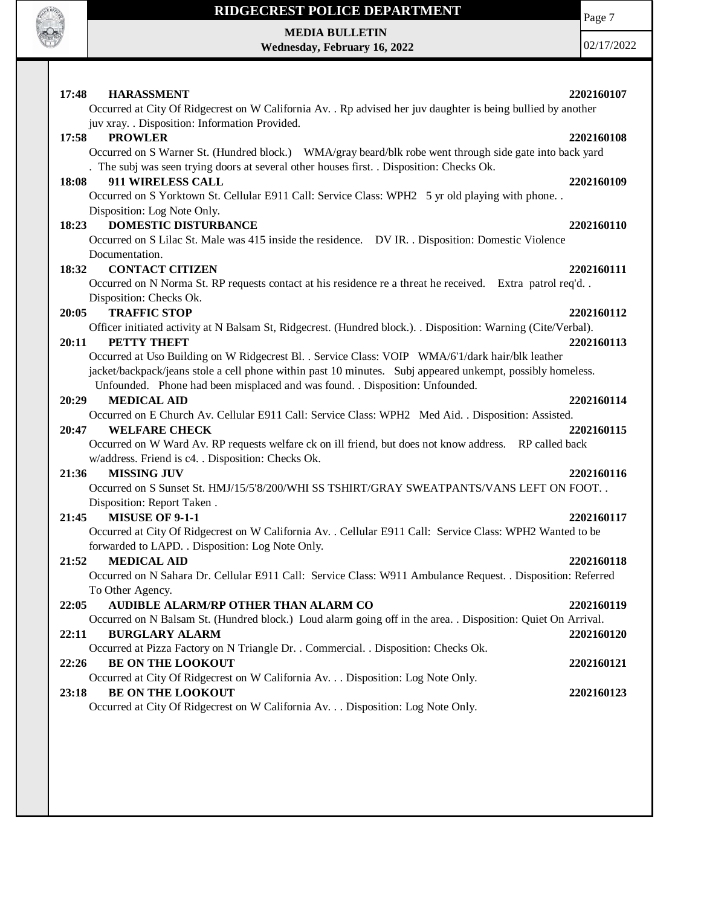**17:48 HARASSMENT 2202160107**

Occurred at City Of Ridgecrest on W California Av. . Rp advised her juv daughter is being bullied by another juv xray. . Disposition: Information Provided.

**17:58 PROWLER 2202160108**

Occurred on S Warner St. (Hundred block.) WMA/gray beard/blk robe went through side gate into back yard . The subj was seen trying doors at several other houses first. . Disposition: Checks Ok.

**18:08 911 WIRELESS CALL 2202160109**

Occurred on S Yorktown St. Cellular E911 Call: Service Class: WPH2 5 yr old playing with phone. . Disposition: Log Note Only.

**18:23 DOMESTIC DISTURBANCE 2202160110**

Occurred on S Lilac St. Male was 415 inside the residence. DV IR. . Disposition: Domestic Violence Documentation.

**18:32 CONTACT CITIZEN 2202160111**

Occurred on N Norma St. RP requests contact at his residence re a threat he received. Extra patrol req'd. . Disposition: Checks Ok.

**20:05 TRAFFIC STOP 2202160112**

Officer initiated activity at N Balsam St, Ridgecrest. (Hundred block.). . Disposition: Warning (Cite/Verbal).

**20:11 PETTY THEFT 2202160113**

Occurred at Uso Building on W Ridgecrest Bl. . Service Class: VOIP WMA/6'1/dark hair/blk leather jacket/backpack/jeans stole a cell phone within past 10 minutes. Subj appeared unkempt, possibly homeless. Unfounded. Phone had been misplaced and was found. . Disposition: Unfounded.

**20:29 MEDICAL AID 2202160114**

Occurred on E Church Av. Cellular E911 Call: Service Class: WPH2 Med Aid. . Disposition: Assisted.

**20:47 WELFARE CHECK 2202160115**

Occurred on W Ward Av. RP requests welfare ck on ill friend, but does not know address. RP called back w/address. Friend is c4. . Disposition: Checks Ok.

**21:36 MISSING JUV 2202160116**

Occurred on S Sunset St. HMJ/15/5'8/200/WHI SS TSHIRT/GRAY SWEATPANTS/VANS LEFT ON FOOT. . Disposition: Report Taken .

**21:45 MISUSE OF 9-1-1 2202160117**

Occurred at City Of Ridgecrest on W California Av. . Cellular E911 Call: Service Class: WPH2 Wanted to be forwarded to LAPD. . Disposition: Log Note Only.

**21:52 MEDICAL AID 2202160118**

Occurred on N Sahara Dr. Cellular E911 Call: Service Class: W911 Ambulance Request. . Disposition: Referred To Other Agency.

**22:05 AUDIBLE ALARM/RP OTHER THAN ALARM CO 2202160119**

Occurred on N Balsam St. (Hundred block.) Loud alarm going off in the area. . Disposition: Quiet On Arrival.

**22:11 BURGLARY ALARM 2202160120**

Occurred at Pizza Factory on N Triangle Dr. . Commercial. . Disposition: Checks Ok.

**22:26 BE ON THE LOOKOUT 2202160121**

Occurred at City Of Ridgecrest on W California Av. . . Disposition: Log Note Only.

**23:18 BE ON THE LOOKOUT 2202160123**

Occurred at City Of Ridgecrest on W California Av. . . Disposition: Log Note Only.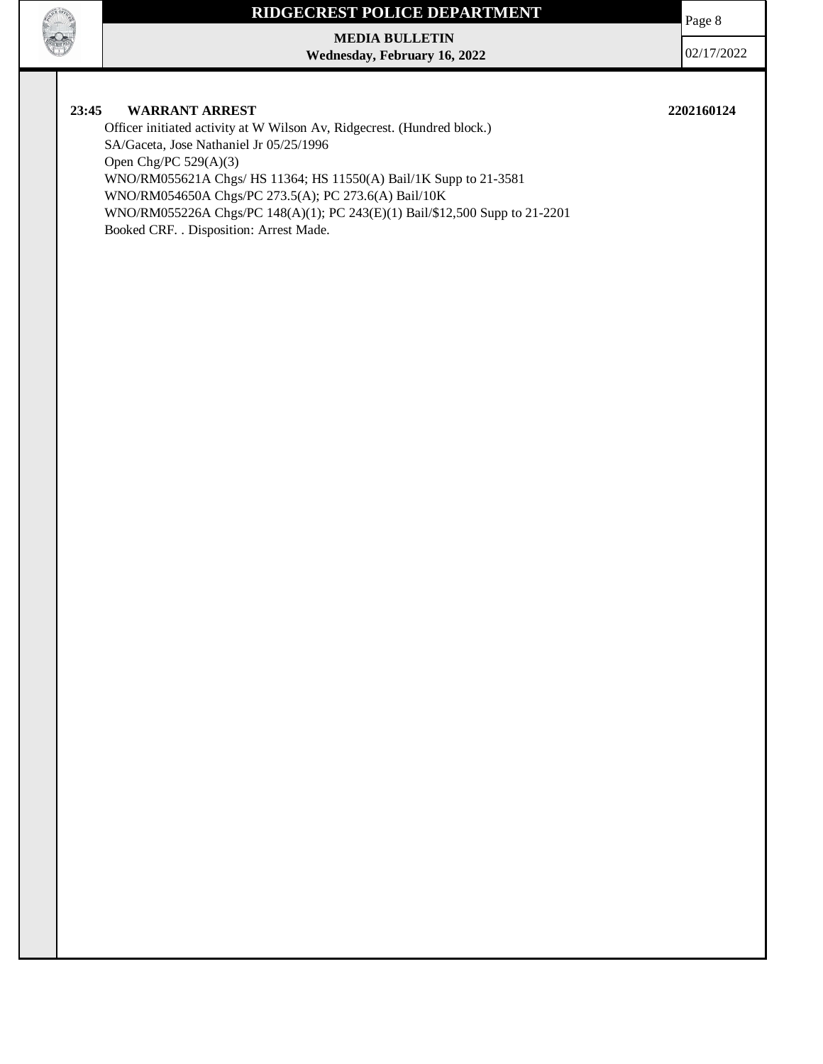**23:45 WARRANT ARREST** **2202160124**

Officer initiated activity at W Wilson Av, Ridgecrest. (Hundred block.)
SA/Gaceta, Jose Nathaniel Jr 05/25/1996
Open Chg/PC 529(A)(3)
WNO/RM055621A Chgs/ HS 11364; HS 11550(A) Bail/1K Supp to 21-3581
WNO/RM054650A Chgs/PC 273.5(A); PC 273.6(A) Bail/10K
WNO/RM055226A Chgs/PC 148(A)(1); PC 243(E)(1) Bail/$12,500 Supp to 21-2201
Booked CRF. . Disposition: Arrest Made.